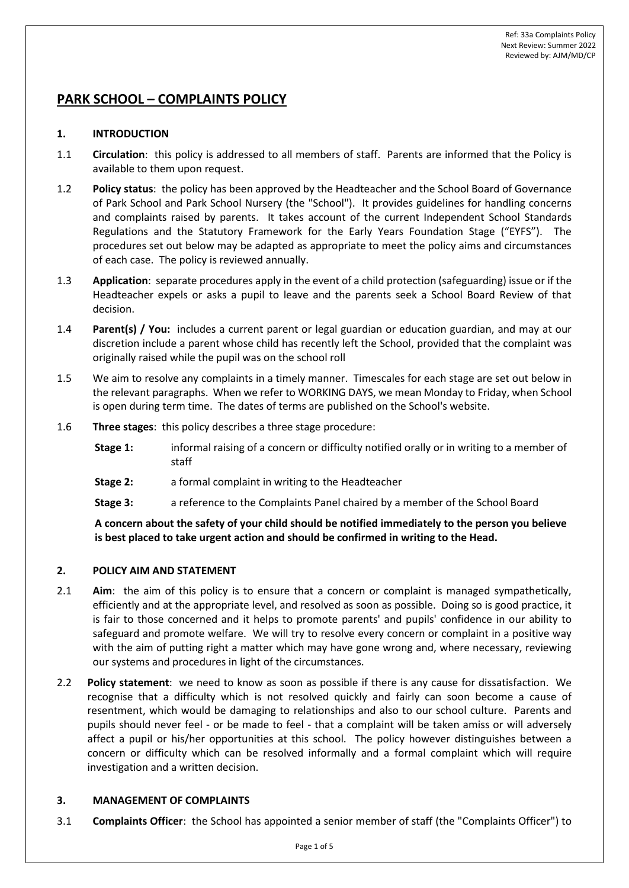Ref: 33a Complaints Policy
Next Review: Summer 2022
Reviewed by: AJM/MD/CP

# PARK SCHOOL – COMPLAINTS POLICY

## 1. INTRODUCTION

1.1 **Circulation**: this policy is addressed to all members of staff. Parents are informed that the Policy is available to them upon request.

1.2 **Policy status**: the policy has been approved by the Headteacher and the School Board of Governance of Park School and Park School Nursery (the "School"). It provides guidelines for handling concerns and complaints raised by parents. It takes account of the current Independent School Standards Regulations and the Statutory Framework for the Early Years Foundation Stage ("EYFS"). The procedures set out below may be adapted as appropriate to meet the policy aims and circumstances of each case. The policy is reviewed annually.

1.3 **Application**: separate procedures apply in the event of a child protection (safeguarding) issue or if the Headteacher expels or asks a pupil to leave and the parents seek a School Board Review of that decision.

1.4 **Parent(s) / You:** includes a current parent or legal guardian or education guardian, and may at our discretion include a parent whose child has recently left the School, provided that the complaint was originally raised while the pupil was on the school roll

1.5 We aim to resolve any complaints in a timely manner. Timescales for each stage are set out below in the relevant paragraphs. When we refer to WORKING DAYS, we mean Monday to Friday, when School is open during term time. The dates of terms are published on the School's website.

1.6 **Three stages**: this policy describes a three stage procedure:

**Stage 1:** informal raising of a concern or difficulty notified orally or in writing to a member of staff

**Stage 2:** a formal complaint in writing to the Headteacher

**Stage 3:** a reference to the Complaints Panel chaired by a member of the School Board

**A concern about the safety of your child should be notified immediately to the person you believe is best placed to take urgent action and should be confirmed in writing to the Head.**

## 2. POLICY AIM AND STATEMENT

2.1 **Aim**: the aim of this policy is to ensure that a concern or complaint is managed sympathetically, efficiently and at the appropriate level, and resolved as soon as possible. Doing so is good practice, it is fair to those concerned and it helps to promote parents' and pupils' confidence in our ability to safeguard and promote welfare. We will try to resolve every concern or complaint in a positive way with the aim of putting right a matter which may have gone wrong and, where necessary, reviewing our systems and procedures in light of the circumstances.

2.2 **Policy statement**: we need to know as soon as possible if there is any cause for dissatisfaction. We recognise that a difficulty which is not resolved quickly and fairly can soon become a cause of resentment, which would be damaging to relationships and also to our school culture. Parents and pupils should never feel - or be made to feel - that a complaint will be taken amiss or will adversely affect a pupil or his/her opportunities at this school. The policy however distinguishes between a concern or difficulty which can be resolved informally and a formal complaint which will require investigation and a written decision.

## 3. MANAGEMENT OF COMPLAINTS

3.1 **Complaints Officer**: the School has appointed a senior member of staff (the "Complaints Officer") to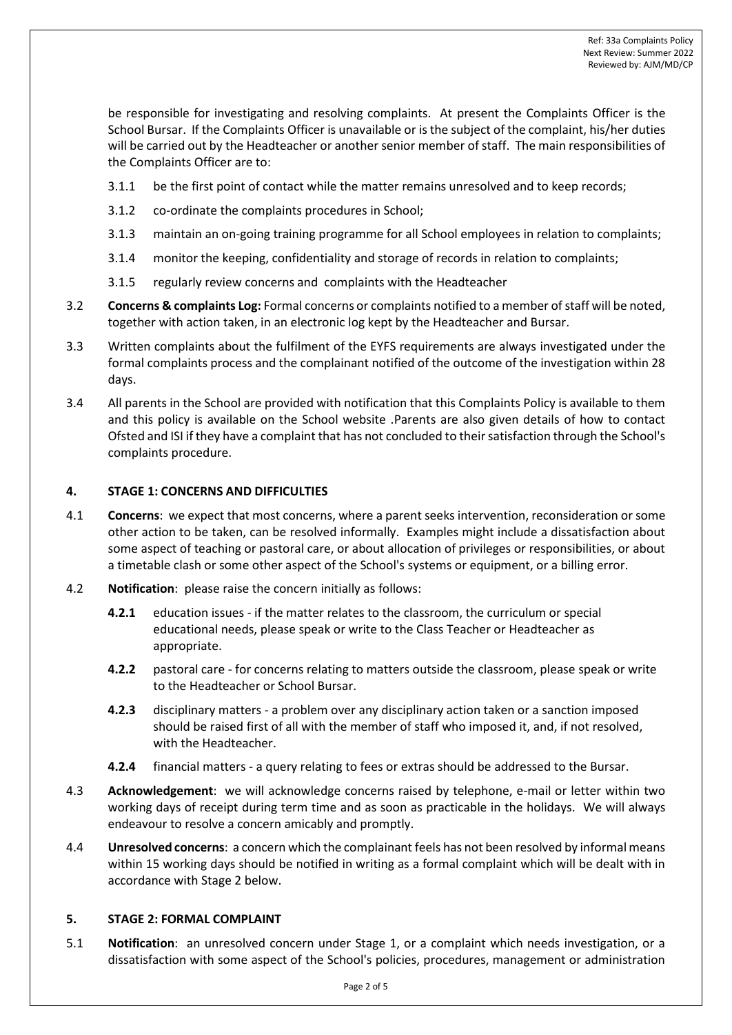be responsible for investigating and resolving complaints. At present the Complaints Officer is the School Bursar. If the Complaints Officer is unavailable or is the subject of the complaint, his/her duties will be carried out by the Headteacher or another senior member of staff. The main responsibilities of the Complaints Officer are to:

3.1.1 be the first point of contact while the matter remains unresolved and to keep records;

3.1.2 co-ordinate the complaints procedures in School;

3.1.3 maintain an on-going training programme for all School employees in relation to complaints;

3.1.4 monitor the keeping, confidentiality and storage of records in relation to complaints;

3.1.5 regularly review concerns and complaints with the Headteacher

3.2 **Concerns & complaints Log:** Formal concerns or complaints notified to a member of staff will be noted, together with action taken, in an electronic log kept by the Headteacher and Bursar.

3.3 Written complaints about the fulfilment of the EYFS requirements are always investigated under the formal complaints process and the complainant notified of the outcome of the investigation within 28 days.

3.4 All parents in the School are provided with notification that this Complaints Policy is available to them and this policy is available on the School website .Parents are also given details of how to contact Ofsted and ISI if they have a complaint that has not concluded to their satisfaction through the School's complaints procedure.

## 4. STAGE 1: CONCERNS AND DIFFICULTIES

4.1 **Concerns**: we expect that most concerns, where a parent seeks intervention, reconsideration or some other action to be taken, can be resolved informally. Examples might include a dissatisfaction about some aspect of teaching or pastoral care, or about allocation of privileges or responsibilities, or about a timetable clash or some other aspect of the School's systems or equipment, or a billing error.

4.2 **Notification**: please raise the concern initially as follows:

**4.2.1** education issues - if the matter relates to the classroom, the curriculum or special educational needs, please speak or write to the Class Teacher or Headteacher as appropriate.

**4.2.2** pastoral care - for concerns relating to matters outside the classroom, please speak or write to the Headteacher or School Bursar.

**4.2.3** disciplinary matters - a problem over any disciplinary action taken or a sanction imposed should be raised first of all with the member of staff who imposed it, and, if not resolved, with the Headteacher.

**4.2.4** financial matters - a query relating to fees or extras should be addressed to the Bursar.

4.3 **Acknowledgement**: we will acknowledge concerns raised by telephone, e-mail or letter within two working days of receipt during term time and as soon as practicable in the holidays. We will always endeavour to resolve a concern amicably and promptly.

4.4 **Unresolved concerns**: a concern which the complainant feels has not been resolved by informal means within 15 working days should be notified in writing as a formal complaint which will be dealt with in accordance with Stage 2 below.

## 5. STAGE 2: FORMAL COMPLAINT

5.1 **Notification**: an unresolved concern under Stage 1, or a complaint which needs investigation, or a dissatisfaction with some aspect of the School's policies, procedures, management or administration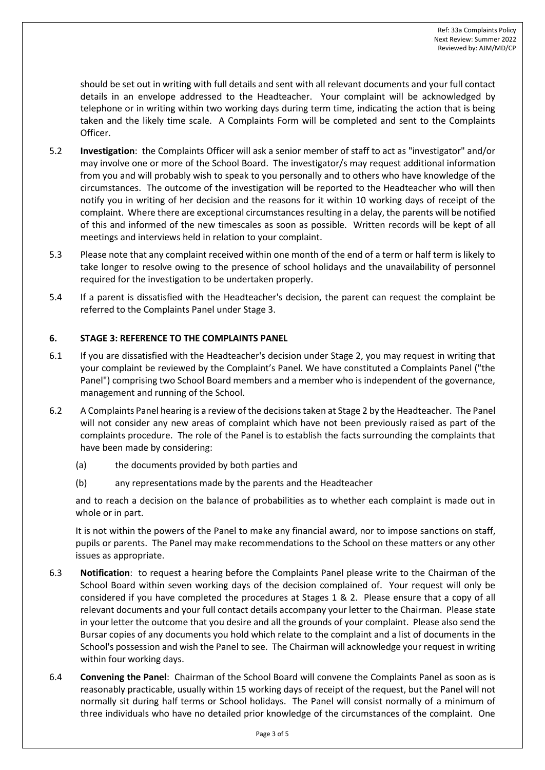should be set out in writing with full details and sent with all relevant documents and your full contact details in an envelope addressed to the Headteacher. Your complaint will be acknowledged by telephone or in writing within two working days during term time, indicating the action that is being taken and the likely time scale. A Complaints Form will be completed and sent to the Complaints Officer.

5.2 **Investigation**: the Complaints Officer will ask a senior member of staff to act as "investigator" and/or may involve one or more of the School Board. The investigator/s may request additional information from you and will probably wish to speak to you personally and to others who have knowledge of the circumstances. The outcome of the investigation will be reported to the Headteacher who will then notify you in writing of her decision and the reasons for it within 10 working days of receipt of the complaint. Where there are exceptional circumstances resulting in a delay, the parents will be notified of this and informed of the new timescales as soon as possible. Written records will be kept of all meetings and interviews held in relation to your complaint.

5.3 Please note that any complaint received within one month of the end of a term or half term is likely to take longer to resolve owing to the presence of school holidays and the unavailability of personnel required for the investigation to be undertaken properly.

5.4 If a parent is dissatisfied with the Headteacher's decision, the parent can request the complaint be referred to the Complaints Panel under Stage 3.

## 6. STAGE 3: REFERENCE TO THE COMPLAINTS PANEL

6.1 If you are dissatisfied with the Headteacher's decision under Stage 2, you may request in writing that your complaint be reviewed by the Complaint's Panel. We have constituted a Complaints Panel ("the Panel") comprising two School Board members and a member who is independent of the governance, management and running of the School.

6.2 A Complaints Panel hearing is a review of the decisions taken at Stage 2 by the Headteacher. The Panel will not consider any new areas of complaint which have not been previously raised as part of the complaints procedure. The role of the Panel is to establish the facts surrounding the complaints that have been made by considering:

(a) the documents provided by both parties and

(b) any representations made by the parents and the Headteacher

and to reach a decision on the balance of probabilities as to whether each complaint is made out in whole or in part.

It is not within the powers of the Panel to make any financial award, nor to impose sanctions on staff, pupils or parents. The Panel may make recommendations to the School on these matters or any other issues as appropriate.

6.3 **Notification**: to request a hearing before the Complaints Panel please write to the Chairman of the School Board within seven working days of the decision complained of. Your request will only be considered if you have completed the procedures at Stages 1 & 2. Please ensure that a copy of all relevant documents and your full contact details accompany your letter to the Chairman. Please state in your letter the outcome that you desire and all the grounds of your complaint. Please also send the Bursar copies of any documents you hold which relate to the complaint and a list of documents in the School's possession and wish the Panel to see. The Chairman will acknowledge your request in writing within four working days.

6.4 **Convening the Panel**: Chairman of the School Board will convene the Complaints Panel as soon as is reasonably practicable, usually within 15 working days of receipt of the request, but the Panel will not normally sit during half terms or School holidays. The Panel will consist normally of a minimum of three individuals who have no detailed prior knowledge of the circumstances of the complaint. One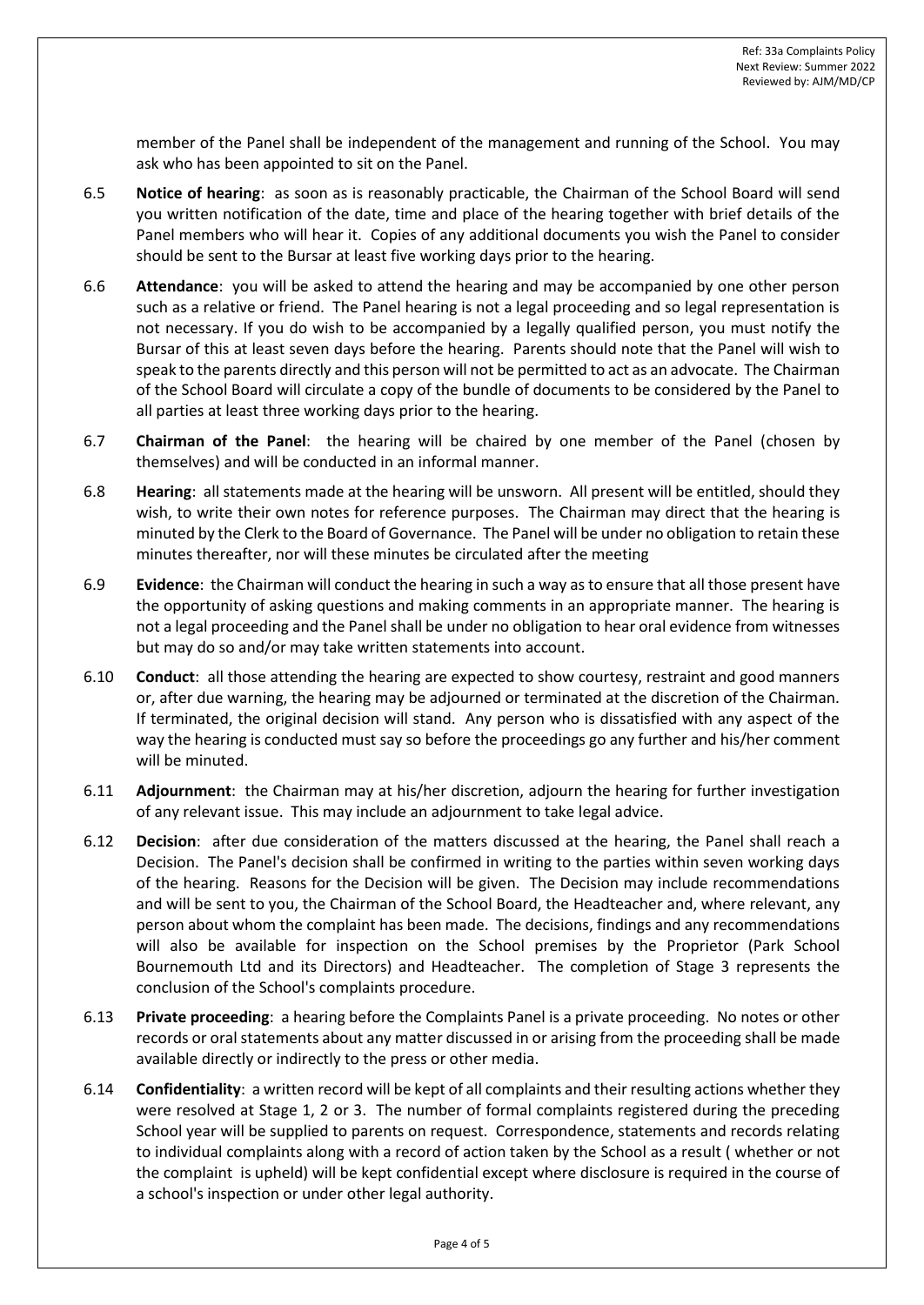member of the Panel shall be independent of the management and running of the School. You may ask who has been appointed to sit on the Panel.

6.5 **Notice of hearing**: as soon as is reasonably practicable, the Chairman of the School Board will send you written notification of the date, time and place of the hearing together with brief details of the Panel members who will hear it. Copies of any additional documents you wish the Panel to consider should be sent to the Bursar at least five working days prior to the hearing.

6.6 **Attendance**: you will be asked to attend the hearing and may be accompanied by one other person such as a relative or friend. The Panel hearing is not a legal proceeding and so legal representation is not necessary. If you do wish to be accompanied by a legally qualified person, you must notify the Bursar of this at least seven days before the hearing. Parents should note that the Panel will wish to speak to the parents directly and this person will not be permitted to act as an advocate. The Chairman of the School Board will circulate a copy of the bundle of documents to be considered by the Panel to all parties at least three working days prior to the hearing.

6.7 **Chairman of the Panel**: the hearing will be chaired by one member of the Panel (chosen by themselves) and will be conducted in an informal manner.

6.8 **Hearing**: all statements made at the hearing will be unsworn. All present will be entitled, should they wish, to write their own notes for reference purposes. The Chairman may direct that the hearing is minuted by the Clerk to the Board of Governance. The Panel will be under no obligation to retain these minutes thereafter, nor will these minutes be circulated after the meeting

6.9 **Evidence**: the Chairman will conduct the hearing in such a way as to ensure that all those present have the opportunity of asking questions and making comments in an appropriate manner. The hearing is not a legal proceeding and the Panel shall be under no obligation to hear oral evidence from witnesses but may do so and/or may take written statements into account.

6.10 **Conduct**: all those attending the hearing are expected to show courtesy, restraint and good manners or, after due warning, the hearing may be adjourned or terminated at the discretion of the Chairman. If terminated, the original decision will stand. Any person who is dissatisfied with any aspect of the way the hearing is conducted must say so before the proceedings go any further and his/her comment will be minuted.

6.11 **Adjournment**: the Chairman may at his/her discretion, adjourn the hearing for further investigation of any relevant issue. This may include an adjournment to take legal advice.

6.12 **Decision**: after due consideration of the matters discussed at the hearing, the Panel shall reach a Decision. The Panel's decision shall be confirmed in writing to the parties within seven working days of the hearing. Reasons for the Decision will be given. The Decision may include recommendations and will be sent to you, the Chairman of the School Board, the Headteacher and, where relevant, any person about whom the complaint has been made. The decisions, findings and any recommendations will also be available for inspection on the School premises by the Proprietor (Park School Bournemouth Ltd and its Directors) and Headteacher. The completion of Stage 3 represents the conclusion of the School's complaints procedure.

6.13 **Private proceeding**: a hearing before the Complaints Panel is a private proceeding. No notes or other records or oral statements about any matter discussed in or arising from the proceeding shall be made available directly or indirectly to the press or other media.

6.14 **Confidentiality**: a written record will be kept of all complaints and their resulting actions whether they were resolved at Stage 1, 2 or 3. The number of formal complaints registered during the preceding School year will be supplied to parents on request. Correspondence, statements and records relating to individual complaints along with a record of action taken by the School as a result ( whether or not the complaint is upheld) will be kept confidential except where disclosure is required in the course of a school's inspection or under other legal authority.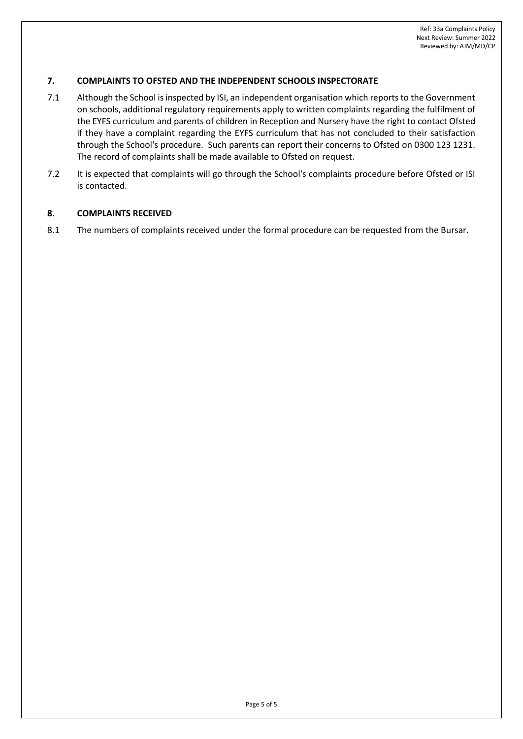## 7. COMPLAINTS TO OFSTED AND THE INDEPENDENT SCHOOLS INSPECTORATE

7.1 Although the School is inspected by ISI, an independent organisation which reports to the Government on schools, additional regulatory requirements apply to written complaints regarding the fulfilment of the EYFS curriculum and parents of children in Reception and Nursery have the right to contact Ofsted if they have a complaint regarding the EYFS curriculum that has not concluded to their satisfaction through the School's procedure. Such parents can report their concerns to Ofsted on 0300 123 1231. The record of complaints shall be made available to Ofsted on request.

7.2 It is expected that complaints will go through the School's complaints procedure before Ofsted or ISI is contacted.

## 8. COMPLAINTS RECEIVED

8.1 The numbers of complaints received under the formal procedure can be requested from the Bursar.